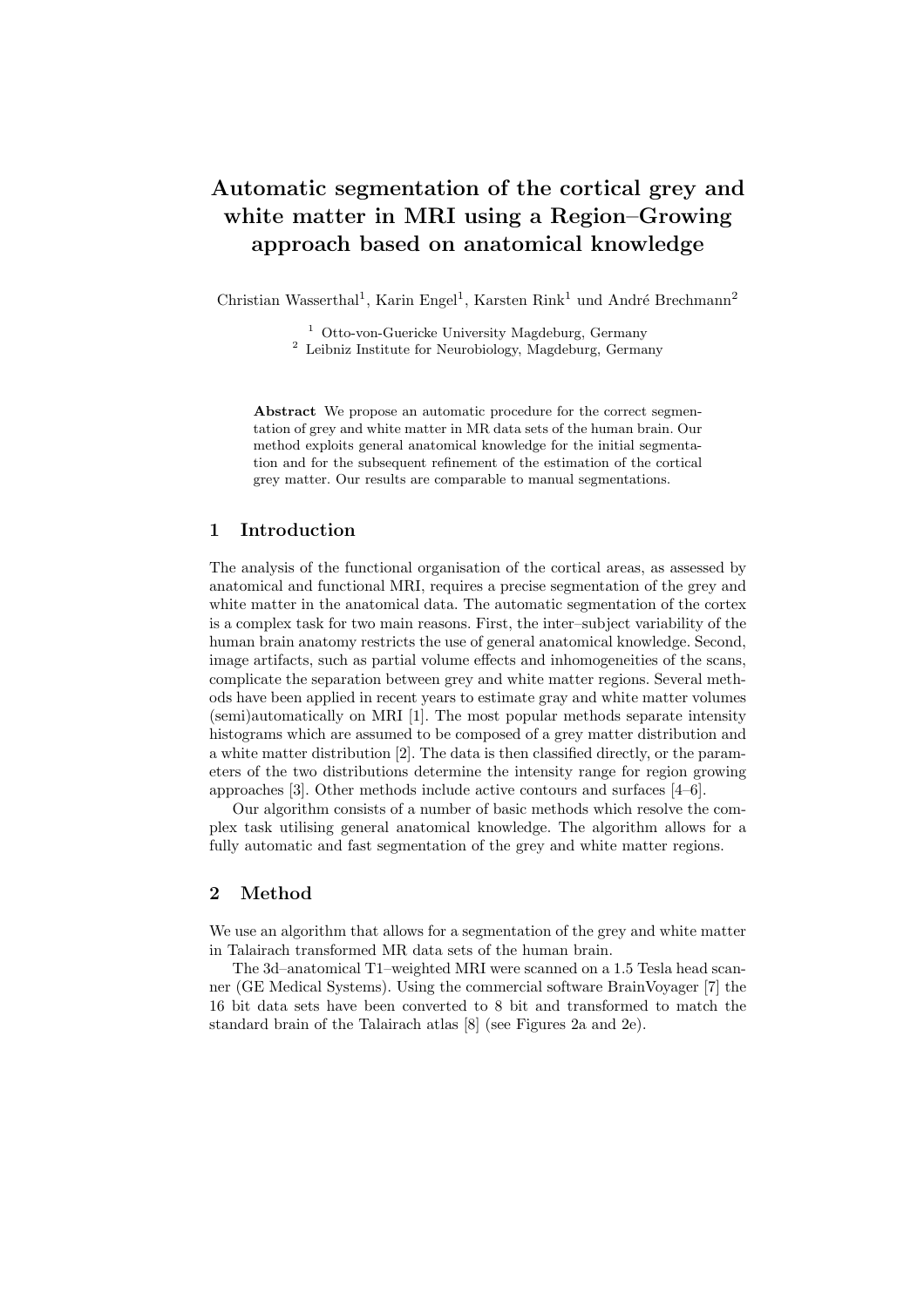# Automatic segmentation of the cortical grey and white matter in MRI using a Region–Growing approach based on anatomical knowledge

Christian Wasserthal[1], Karin Engel[1], Karsten Rink[1] und André Brechmann[2]

[1] Otto-von-Guericke University Magdeburg, Germany
[2] Leibniz Institute for Neurobiology, Magdeburg, Germany

**Abstract** We propose an automatic procedure for the correct segmentation of grey and white matter in MR data sets of the human brain. Our method exploits general anatomical knowledge for the initial segmentation and for the subsequent refinement of the estimation of the cortical grey matter. Our results are comparable to manual segmentations.

## 1 Introduction

The analysis of the functional organisation of the cortical areas, as assessed by anatomical and functional MRI, requires a precise segmentation of the grey and white matter in the anatomical data. The automatic segmentation of the cortex is a complex task for two main reasons. First, the inter–subject variability of the human brain anatomy restricts the use of general anatomical knowledge. Second, image artifacts, such as partial volume effects and inhomogeneities of the scans, complicate the separation between grey and white matter regions. Several methods have been applied in recent years to estimate gray and white matter volumes (semi)automatically on MRI [1]. The most popular methods separate intensity histograms which are assumed to be composed of a grey matter distribution and a white matter distribution [2]. The data is then classified directly, or the parameters of the two distributions determine the intensity range for region growing approaches [3]. Other methods include active contours and surfaces [4–6].

Our algorithm consists of a number of basic methods which resolve the complex task utilising general anatomical knowledge. The algorithm allows for a fully automatic and fast segmentation of the grey and white matter regions.

## 2 Method

We use an algorithm that allows for a segmentation of the grey and white matter in Talairach transformed MR data sets of the human brain.

The 3d–anatomical T1–weighted MRI were scanned on a 1.5 Tesla head scanner (GE Medical Systems). Using the commercial software BrainVoyager [7] the 16 bit data sets have been converted to 8 bit and transformed to match the standard brain of the Talairach atlas [8] (see Figures 2a and 2e).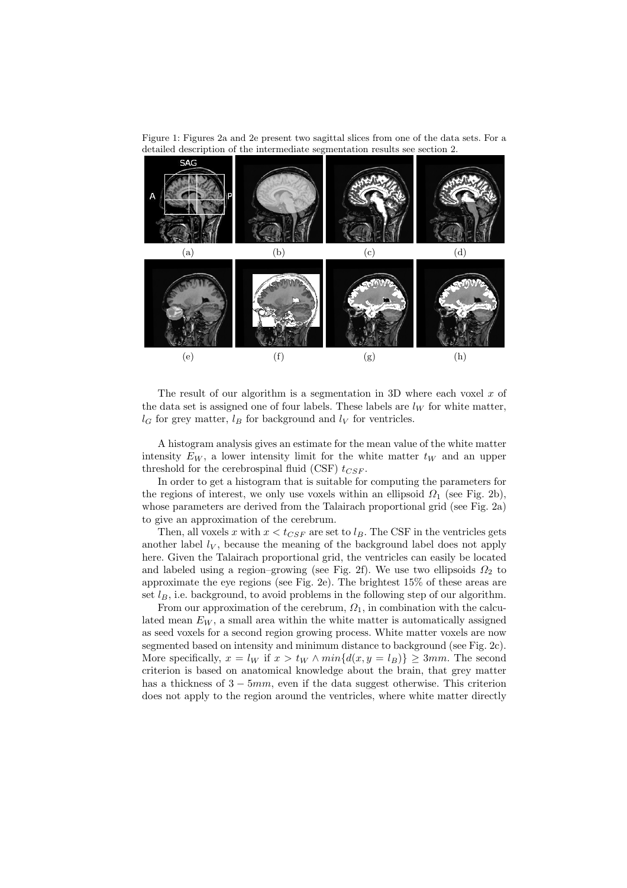Figure 1: Figures 2a and 2e present two sagittal slices from one of the data sets. For a detailed description of the intermediate segmentation results see section 2.

(a) (b) (c) (d)

(e) (f) (g) (h)

The result of our algorithm is a segmentation in 3D where each voxel $x$ of the data set is assigned one of four labels. These labels are $l_W$ for white matter, $l_G$ for grey matter, $l_B$ for background and $l_V$ for ventricles.

A histogram analysis gives an estimate for the mean value of the white matter intensity $E_W$, a lower intensity limit for the white matter $t_W$ and an upper threshold for the cerebrospinal fluid (CSF) $t_{CSF}$.

In order to get a histogram that is suitable for computing the parameters for the regions of interest, we only use voxels within an ellipsoid $\Omega_1$ (see Fig. 2b), whose parameters are derived from the Talairach proportional grid (see Fig. 2a) to give an approximation of the cerebrum.

Then, all voxels $x$ with $x < t_{CSF}$ are set to $l_B$. The CSF in the ventricles gets another label $l_V$, because the meaning of the background label does not apply here. Given the Talairach proportional grid, the ventricles can easily be located and labeled using a region–growing (see Fig. 2f). We use two ellipsoids $\Omega_2$ to approximate the eye regions (see Fig. 2e). The brightest 15% of these areas are set $l_B$, i.e. background, to avoid problems in the following step of our algorithm.

From our approximation of the cerebrum, $\Omega_1$, in combination with the calculated mean $E_W$, a small area within the white matter is automatically assigned as seed voxels for a second region growing process. White matter voxels are now segmented based on intensity and minimum distance to background (see Fig. 2c). More specifically, $x = l_W$ if $x > t_W \wedge min\{d(x, y = l_B)\} \geq 3mm$. The second criterion is based on anatomical knowledge about the brain, that grey matter has a thickness of $3 - 5mm$, even if the data suggest otherwise. This criterion does not apply to the region around the ventricles, where white matter directly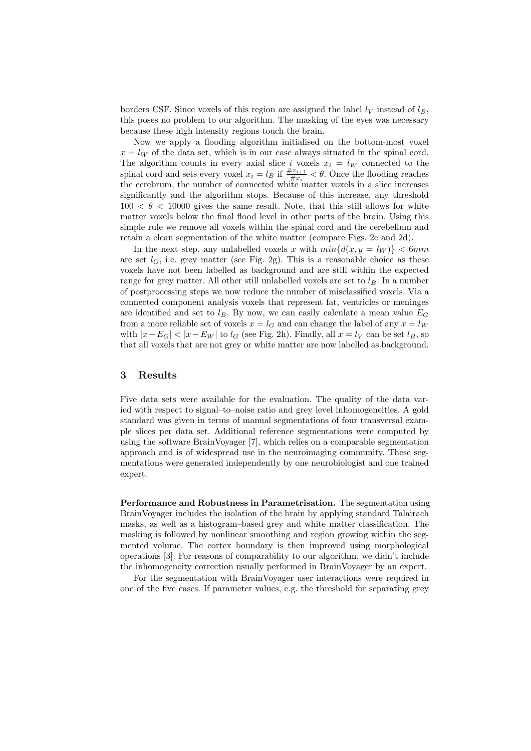borders CSF. Since voxels of this region are assigned the label $l_V$ instead of $l_B$, this poses no problem to our algorithm. The masking of the eyes was necessary because these high intensity regions touch the brain.

Now we apply a flooding algorithm initialised on the bottom-most voxel $x = l_W$ of the data set, which is in our case always situated in the spinal cord. The algorithm counts in every axial slice $i$ voxels $x_i = l_W$ connected to the spinal cord and sets every voxel $x_i = l_B$ if $\frac{\#x_{i+1}}{\#x_i} < \theta$. Once the flooding reaches the cerebrum, the number of connected white matter voxels in a slice increases significantly and the algorithm stops. Because of this increase, any threshold $100 < \theta < 10000$ gives the same result. Note, that this still allows for white matter voxels below the final flood level in other parts of the brain. Using this simple rule we remove all voxels within the spinal cord and the cerebellum and retain a clean segmentation of the white matter (compare Figs. 2c and 2d).

In the next step, any unlabelled voxels $x$ with $min\{d(x, y = l_W)\} < 6mm$ are set $l_G$, i.e. grey matter (see Fig. 2g). This is a reasonable choice as these voxels have not been labelled as background and are still within the expected range for grey matter. All other still unlabelled voxels are set to $l_B$. In a number of postprocessing steps we now reduce the number of misclassified voxels. Via a connected component analysis voxels that represent fat, ventricles or meninges are identified and set to $l_B$. By now, we can easily calculate a mean value $E_G$ from a more reliable set of voxels $x = l_G$ and can change the label of any $x = l_W$ with $|x - E_G| < |x - E_W|$ to $l_G$ (see Fig. 2h). Finally, all $x = l_V$ can be set $l_B$, so that all voxels that are not grey or white matter are now labelled as background.

## 3 Results

Five data sets were available for the evaluation. The quality of the data varied with respect to signal–to–noise ratio and grey level inhomogeneities. A gold standard was given in terms of manual segmentations of four transversal example slices per data set. Additional reference segmentations were computed by using the software BrainVoyager [7], which relies on a comparable segmentation approach and is of widespread use in the neuroimaging community. These segmentations were generated independently by one neurobiologist and one trained expert.

**Performance and Robustness in Parametrisation.** The segmentation using BrainVoyager includes the isolation of the brain by applying standard Talairach masks, as well as a histogram–based grey and white matter classification. The masking is followed by nonlinear smoothing and region growing within the segmented volume. The cortex boundary is then improved using morphological operations [3]. For reasons of comparability to our algorithm, we didn't include the inhomogeneity correction usually performed in BrainVoyager by an expert.

For the segmentation with BrainVoyager user interactions were required in one of the five cases. If parameter values, e.g. the threshold for separating grey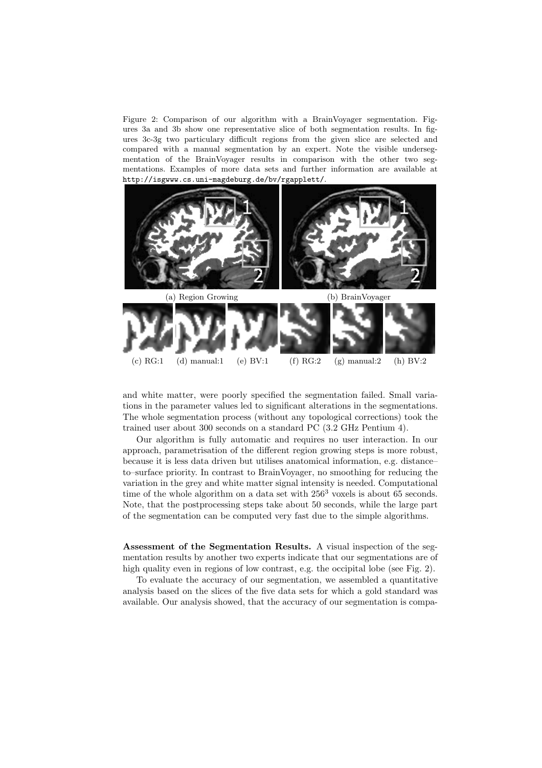Figure 2: Comparison of our algorithm with a BrainVoyager segmentation. Figures 3a and 3b show one representative slice of both segmentation results. In figures 3c-3g two particulary difficult regions from the given slice are selected and compared with a manual segmentation by an expert. Note the visible undersegmentation of the BrainVoyager results in comparison with the other two segmentations. Examples of more data sets and further information are available at http://isgwww.cs.uni-magdeburg.de/bv/rgapplett/.

(a) Region Growing (b) BrainVoyager

(c) RG:1 (d) manual:1 (e) BV:1 (f) RG:2 (g) manual:2 (h) BV:2

and white matter, were poorly specified the segmentation failed. Small variations in the parameter values led to significant alterations in the segmentations. The whole segmentation process (without any topological corrections) took the trained user about 300 seconds on a standard PC (3.2 GHz Pentium 4).

Our algorithm is fully automatic and requires no user interaction. In our approach, parametrisation of the different region growing steps is more robust, because it is less data driven but utilises anatomical information, e.g. distance–to–surface priority. In contrast to BrainVoyager, no smoothing for reducing the variation in the grey and white matter signal intensity is needed. Computational time of the whole algorithm on a data set with $256^3$ voxels is about 65 seconds. Note, that the postprocessing steps take about 50 seconds, while the large part of the segmentation can be computed very fast due to the simple algorithms.

**Assessment of the Segmentation Results.** A visual inspection of the segmentation results by another two experts indicate that our segmentations are of high quality even in regions of low contrast, e.g. the occipital lobe (see Fig. 2).

To evaluate the accuracy of our segmentation, we assembled a quantitative analysis based on the slices of the five data sets for which a gold standard was available. Our analysis showed, that the accuracy of our segmentation is compa-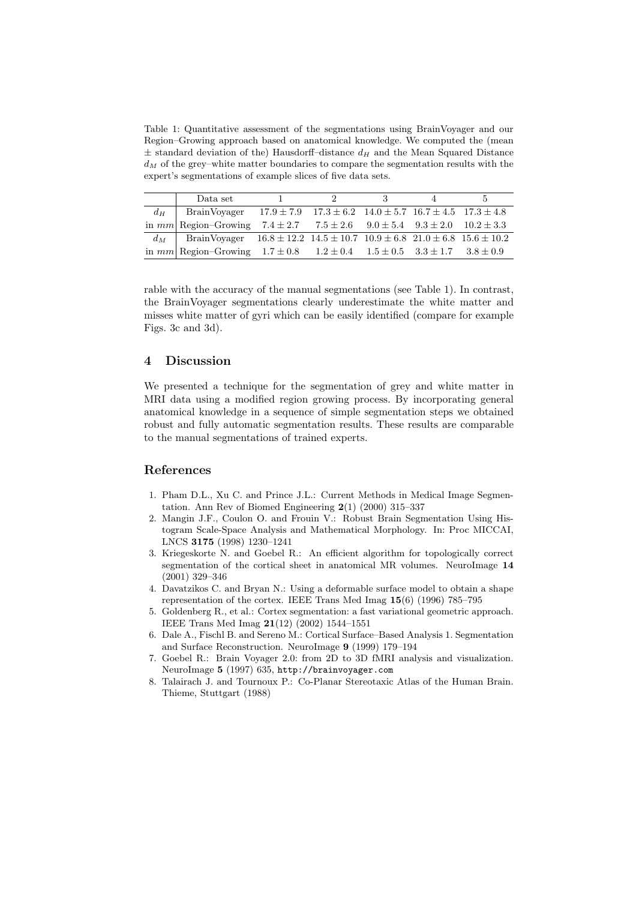Table 1: Quantitative assessment of the segmentations using BrainVoyager and our Region–Growing approach based on anatomical knowledge. We computed the (mean $\pm$ standard deviation of the) Hausdorff–distance $d_H$ and the Mean Squared Distance $d_M$ of the grey–white matter boundaries to compare the segmentation results with the expert's segmentations of example slices of five data sets.

| | Data set | 1 | 2 | 3 | 4 | 5 |
|---|---|---|---|---|---|---|
| $d_H$ | BrainVoyager | $17.9 \pm 7.9$ | $17.3 \pm 6.2$ | $14.0 \pm 5.7$ | $16.7 \pm 4.5$ | $17.3 \pm 4.8$ |
| in $mm$ | Region–Growing | $7.4 \pm 2.7$ | $7.5 \pm 2.6$ | $9.0 \pm 5.4$ | $9.3 \pm 2.0$ | $10.2 \pm 3.3$ |
| $d_M$ | BrainVoyager | $16.8 \pm 12.2$ | $14.5 \pm 10.7$ | $10.9 \pm 6.8$ | $21.0 \pm 6.8$ | $15.6 \pm 10.2$ |
| in $mm$ | Region–Growing | $1.7 \pm 0.8$ | $1.2 \pm 0.4$ | $1.5 \pm 0.5$ | $3.3 \pm 1.7$ | $3.8 \pm 0.9$ |

rable with the accuracy of the manual segmentations (see Table 1). In contrast, the BrainVoyager segmentations clearly underestimate the white matter and misses white matter of gyri which can be easily identified (compare for example Figs. 3c and 3d).

## 4 Discussion

We presented a technique for the segmentation of grey and white matter in MRI data using a modified region growing process. By incorporating general anatomical knowledge in a sequence of simple segmentation steps we obtained robust and fully automatic segmentation results. These results are comparable to the manual segmentations of trained experts.

## References

1. Pham D.L., Xu C. and Prince J.L.: Current Methods in Medical Image Segmentation. Ann Rev of Biomed Engineering **2**(1) (2000) 315–337
2. Mangin J.F., Coulon O. and Frouin V.: Robust Brain Segmentation Using Histogram Scale-Space Analysis and Mathematical Morphology. In: Proc MICCAI, LNCS **3175** (1998) 1230–1241
3. Kriegeskorte N. and Goebel R.: An efficient algorithm for topologically correct segmentation of the cortical sheet in anatomical MR volumes. NeuroImage **14** (2001) 329–346
4. Davatzikos C. and Bryan N.: Using a deformable surface model to obtain a shape representation of the cortex. IEEE Trans Med Imag **15**(6) (1996) 785–795
5. Goldenberg R., et al.: Cortex segmentation: a fast variational geometric approach. IEEE Trans Med Imag **21**(12) (2002) 1544–1551
6. Dale A., Fischl B. and Sereno M.: Cortical Surface–Based Analysis 1. Segmentation and Surface Reconstruction. NeuroImage **9** (1999) 179–194
7. Goebel R.: Brain Voyager 2.0: from 2D to 3D fMRI analysis and visualization. NeuroImage **5** (1997) 635, `http://brainvoyager.com`
8. Talairach J. and Tournoux P.: Co-Planar Stereotaxic Atlas of the Human Brain. Thieme, Stuttgart (1988)